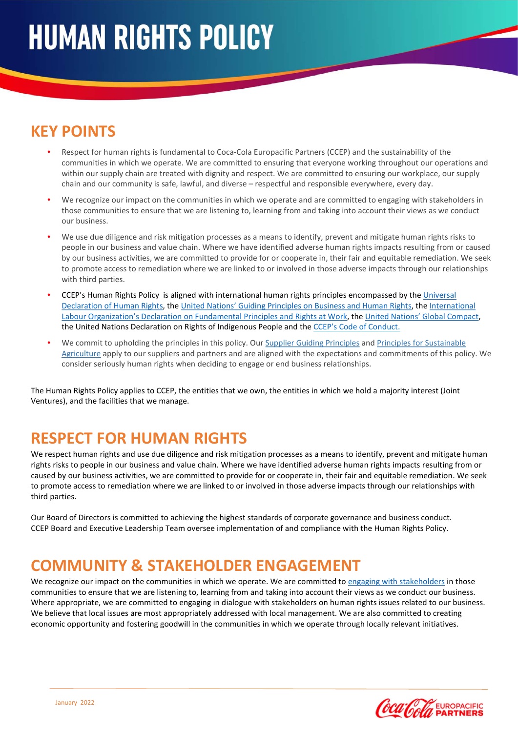# HUMAN RIGHTS POLICY

## KEY POINTS

- Respect for human rights is fundamental to Coca-Cola Europacific Partners (CCEP) and the sustainability of the communities in which we operate. We are committed to ensuring that everyone working throughout our operations and within our supply chain are treated with dignity and respect. We are committed to ensuring our workplace, our supply chain and our community is safe, lawful, and diverse – respectful and responsible everywhere, every day.
- We recognize our impact on the communities in which we operate and are committed to engaging with stakeholders in those communities to ensure that we are listening to, learning from and taking into account their views as we conduct our business.
- We use due diligence and risk mitigation processes as a means to identify, prevent and mitigate human rights risks to people in our business and value chain. Where we have identified adverse human rights impacts resulting from or caused by our business activities, we are committed to provide for or cooperate in, their fair and equitable remediation. We seek to promote access to remediation where we are linked to or involved in those adverse impacts through our relationships with third parties.
- CCEP's Human Rights Policy is aligned with international human rights principles encompassed by the Universal Declaration of Human Rights, the United Nations' Guiding Principles on Business and Human Rights, the International Labour Organization's Declaration on Fundamental Principles and Rights at Work, the United Nations' Global Compact, the United Nations Declaration on Rights of Indigenous People and the CCEP's Code of Conduct.
- We commit to upholding the principles in this policy. Our Supplier Guiding Principles and Principles for Sustainable Agriculture apply to our suppliers and partners and are aligned with the expectations and commitments of this policy. We consider seriously human rights when deciding to engage or end business relationships.

The Human Rights Policy applies to CCEP, the entities that we own, the entities in which we hold a majority interest (Joint Ventures), and the facilities that we manage.

## RESPECT FOR HUMAN RIGHTS

We respect human rights and use due diligence and risk mitigation processes as a means to identify, prevent and mitigate human rights risks to people in our business and value chain. Where we have identified adverse human rights impacts resulting from or caused by our business activities, we are committed to provide for or cooperate in, their fair and equitable remediation. We seek to promote access to remediation where we are linked to or involved in those adverse impacts through our relationships with third parties.

Our Board of Directors is committed to achieving the highest standards of corporate governance and business conduct. CCEP Board and Executive Leadership Team oversee implementation of and compliance with the Human Rights Policy.

## COMMUNITY & STAKEHOLDER ENGAGEMENT

We recognize our impact on the communities in which we operate. We are committed to engaging with stakeholders in those communities to ensure that we are listening to, learning from and taking into account their views as we conduct our business. Where appropriate, we are committed to engaging in dialogue with stakeholders on human rights issues related to our business. We believe that local issues are most appropriately addressed with local management. We are also committed to creating economic opportunity and fostering goodwill in the communities in which we operate through locally relevant initiatives.

January 2022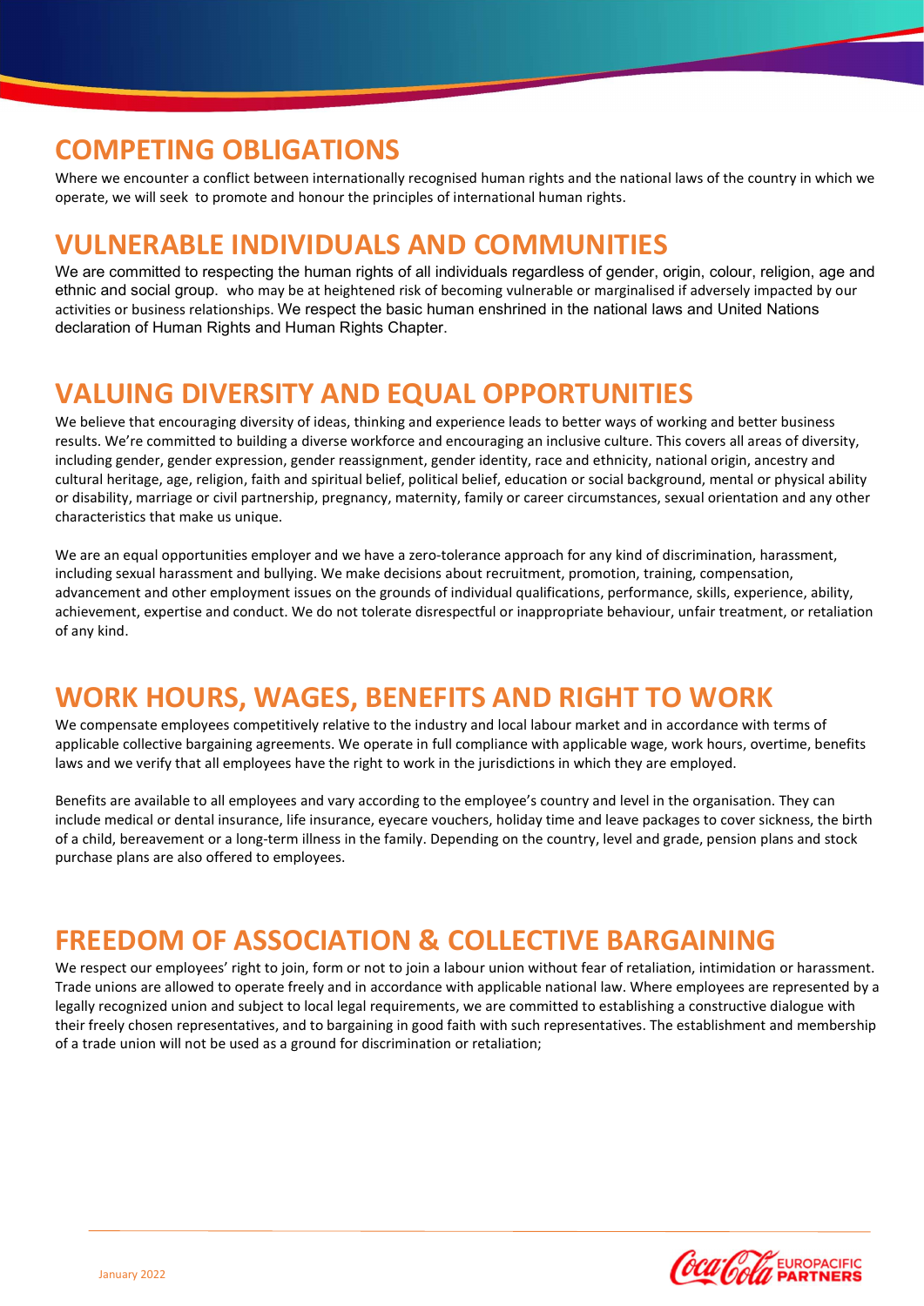## COMPETING OBLIGATIONS

Where we encounter a conflict between internationally recognised human rights and the national laws of the country in which we operate, we will seek to promote and honour the principles of international human rights.

## VULNERABLE INDIVIDUALS AND COMMUNITIES

We are committed to respecting the human rights of all individuals regardless of gender, origin, colour, religion, age and ethnic and social group. who may be at heightened risk of becoming vulnerable or marginalised if adversely impacted by our activities or business relationships. We respect the basic human enshrined in the national laws and United Nations declaration of Human Rights and Human Rights Chapter.

## VALUING DIVERSITY AND EQUAL OPPORTUNITIES

We believe that encouraging diversity of ideas, thinking and experience leads to better ways of working and better business results. We're committed to building a diverse workforce and encouraging an inclusive culture. This covers all areas of diversity, including gender, gender expression, gender reassignment, gender identity, race and ethnicity, national origin, ancestry and cultural heritage, age, religion, faith and spiritual belief, political belief, education or social background, mental or physical ability or disability, marriage or civil partnership, pregnancy, maternity, family or career circumstances, sexual orientation and any other characteristics that make us unique.

We are an equal opportunities employer and we have a zero-tolerance approach for any kind of discrimination, harassment, including sexual harassment and bullying. We make decisions about recruitment, promotion, training, compensation, advancement and other employment issues on the grounds of individual qualifications, performance, skills, experience, ability, achievement, expertise and conduct. We do not tolerate disrespectful or inappropriate behaviour, unfair treatment, or retaliation of any kind.

## WORK HOURS, WAGES, BENEFITS AND RIGHT TO WORK

We compensate employees competitively relative to the industry and local labour market and in accordance with terms of applicable collective bargaining agreements. We operate in full compliance with applicable wage, work hours, overtime, benefits laws and we verify that all employees have the right to work in the jurisdictions in which they are employed.

Benefits are available to all employees and vary according to the employee's country and level in the organisation. They can include medical or dental insurance, life insurance, eyecare vouchers, holiday time and leave packages to cover sickness, the birth of a child, bereavement or a long-term illness in the family. Depending on the country, level and grade, pension plans and stock purchase plans are also offered to employees.

## FREEDOM OF ASSOCIATION & COLLECTIVE BARGAINING

We respect our employees' right to join, form or not to join a labour union without fear of retaliation, intimidation or harassment. Trade unions are allowed to operate freely and in accordance with applicable national law. Where employees are represented by a legally recognized union and subject to local legal requirements, we are committed to establishing a constructive dialogue with their freely chosen representatives, and to bargaining in good faith with such representatives. The establishment and membership of a trade union will not be used as a ground for discrimination or retaliation;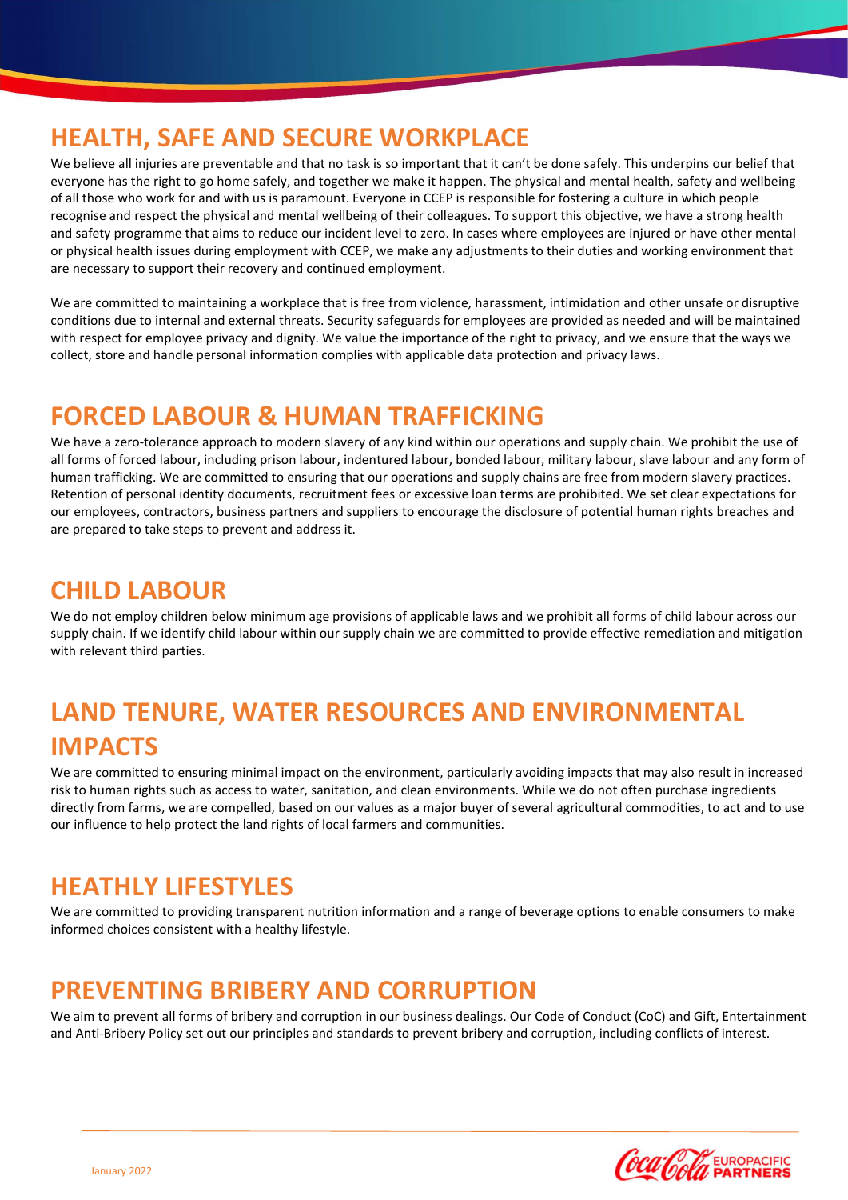## HEALTH, SAFE AND SECURE WORKPLACE

We believe all injuries are preventable and that no task is so important that it can't be done safely. This underpins our belief that everyone has the right to go home safely, and together we make it happen. The physical and mental health, safety and wellbeing of all those who work for and with us is paramount. Everyone in CCEP is responsible for fostering a culture in which people recognise and respect the physical and mental wellbeing of their colleagues. To support this objective, we have a strong health and safety programme that aims to reduce our incident level to zero. In cases where employees are injured or have other mental or physical health issues during employment with CCEP, we make any adjustments to their duties and working environment that are necessary to support their recovery and continued employment.

We are committed to maintaining a workplace that is free from violence, harassment, intimidation and other unsafe or disruptive conditions due to internal and external threats. Security safeguards for employees are provided as needed and will be maintained with respect for employee privacy and dignity. We value the importance of the right to privacy, and we ensure that the ways we collect, store and handle personal information complies with applicable data protection and privacy laws.

## FORCED LABOUR & HUMAN TRAFFICKING

We have a zero-tolerance approach to modern slavery of any kind within our operations and supply chain. We prohibit the use of all forms of forced labour, including prison labour, indentured labour, bonded labour, military labour, slave labour and any form of human trafficking. We are committed to ensuring that our operations and supply chains are free from modern slavery practices. Retention of personal identity documents, recruitment fees or excessive loan terms are prohibited. We set clear expectations for our employees, contractors, business partners and suppliers to encourage the disclosure of potential human rights breaches and are prepared to take steps to prevent and address it.

## CHILD LABOUR

We do not employ children below minimum age provisions of applicable laws and we prohibit all forms of child labour across our supply chain. If we identify child labour within our supply chain we are committed to provide effective remediation and mitigation with relevant third parties.

## LAND TENURE, WATER RESOURCES AND ENVIRONMENTAL IMPACTS

We are committed to ensuring minimal impact on the environment, particularly avoiding impacts that may also result in increased risk to human rights such as access to water, sanitation, and clean environments. While we do not often purchase ingredients directly from farms, we are compelled, based on our values as a major buyer of several agricultural commodities, to act and to use our influence to help protect the land rights of local farmers and communities.

## HEATHLY LIFESTYLES

We are committed to providing transparent nutrition information and a range of beverage options to enable consumers to make informed choices consistent with a healthy lifestyle.

## PREVENTING BRIBERY AND CORRUPTION

We aim to prevent all forms of bribery and corruption in our business dealings. Our Code of Conduct (CoC) and Gift, Entertainment and Anti-Bribery Policy set out our principles and standards to prevent bribery and corruption, including conflicts of interest.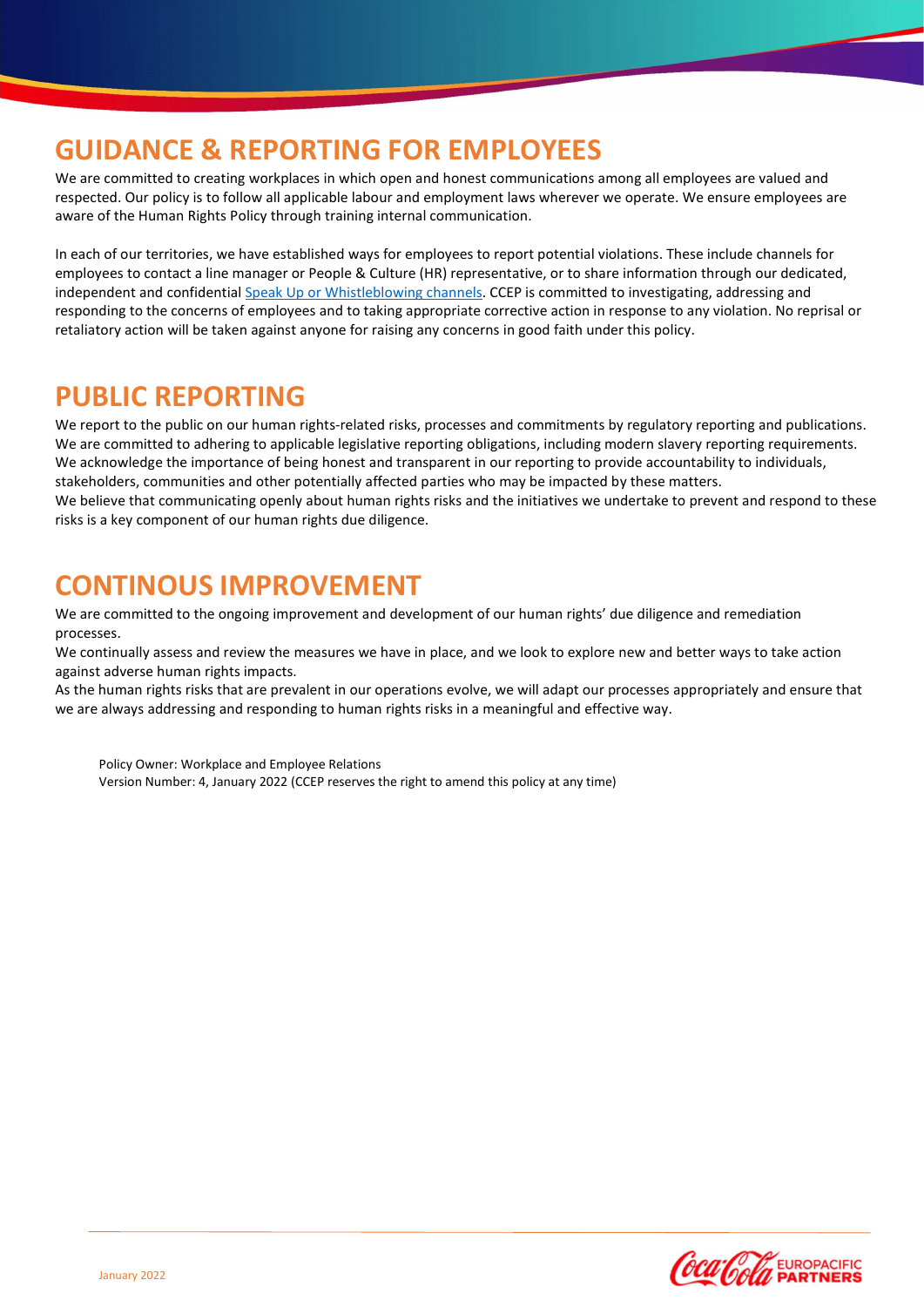## GUIDANCE & REPORTING FOR EMPLOYEES

We are committed to creating workplaces in which open and honest communications among all employees are valued and respected. Our policy is to follow all applicable labour and employment laws wherever we operate. We ensure employees are aware of the Human Rights Policy through training internal communication.

In each of our territories, we have established ways for employees to report potential violations. These include channels for employees to contact a line manager or People & Culture (HR) representative, or to share information through our dedicated, independent and confidential Speak Up or Whistleblowing channels. CCEP is committed to investigating, addressing and responding to the concerns of employees and to taking appropriate corrective action in response to any violation. No reprisal or retaliatory action will be taken against anyone for raising any concerns in good faith under this policy.

## PUBLIC REPORTING

We report to the public on our human rights-related risks, processes and commitments by regulatory reporting and publications. We are committed to adhering to applicable legislative reporting obligations, including modern slavery reporting requirements. We acknowledge the importance of being honest and transparent in our reporting to provide accountability to individuals, stakeholders, communities and other potentially affected parties who may be impacted by these matters.
We believe that communicating openly about human rights risks and the initiatives we undertake to prevent and respond to these risks is a key component of our human rights due diligence.

## CONTINOUS IMPROVEMENT

We are committed to the ongoing improvement and development of our human rights' due diligence and remediation processes.
We continually assess and review the measures we have in place, and we look to explore new and better ways to take action against adverse human rights impacts.
As the human rights risks that are prevalent in our operations evolve, we will adapt our processes appropriately and ensure that we are always addressing and responding to human rights risks in a meaningful and effective way.

Policy Owner: Workplace and Employee Relations
Version Number: 4, January 2022 (CCEP reserves the right to amend this policy at any time)